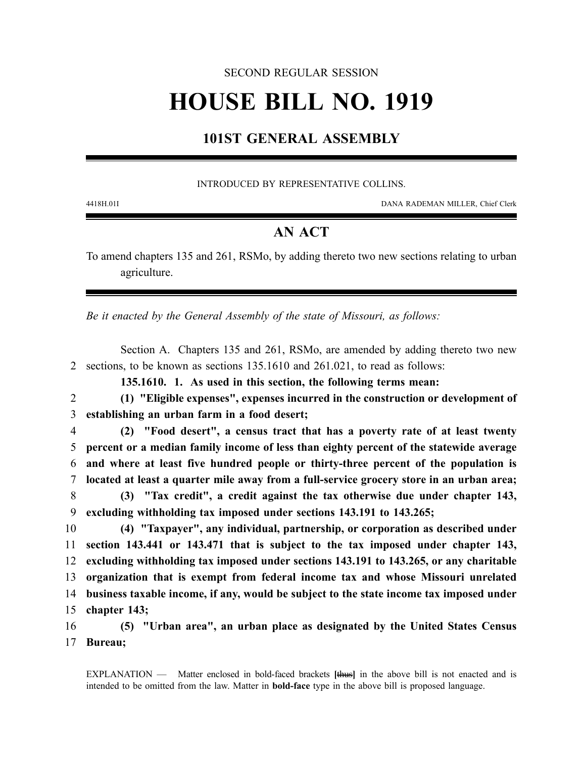SECOND REGULAR SESSION

# HOUSE BILL NO. 1919

## 101ST GENERAL ASSEMBLY

INTRODUCED BY REPRESENTATIVE COLLINS.

4418H.01I DANA RADEMAN MILLER, Chief Clerk

## AN ACT

To amend chapters 135 and 261, RSMo, by adding thereto two new sections relating to urban agriculture.

*Be it enacted by the General Assembly of the state of Missouri, as follows:*

Section A. Chapters 135 and 261, RSMo, are amended by adding thereto two new sections, to be known as sections 135.1610 and 261.021, to read as follows:

**135.1610. 1. As used in this section, the following terms mean:**

**(1) "Eligible expenses", expenses incurred in the construction or development of establishing an urban farm in a food desert;**

**(2) "Food desert", a census tract that has a poverty rate of at least twenty percent or a median family income of less than eighty percent of the statewide average and where at least five hundred people or thirty-three percent of the population is located at least a quarter mile away from a full-service grocery store in an urban area;**

**(3) "Tax credit", a credit against the tax otherwise due under chapter 143, excluding withholding tax imposed under sections 143.191 to 143.265;**

**(4) "Taxpayer", any individual, partnership, or corporation as described under section 143.441 or 143.471 that is subject to the tax imposed under chapter 143, excluding withholding tax imposed under sections 143.191 to 143.265, or any charitable organization that is exempt from federal income tax and whose Missouri unrelated business taxable income, if any, would be subject to the state income tax imposed under chapter 143;**

**(5) "Urban area", an urban place as designated by the United States Census Bureau;**

EXPLANATION — Matter enclosed in bold-faced brackets **[~~thus~~]** in the above bill is not enacted and is intended to be omitted from the law. Matter in **bold-face** type in the above bill is proposed language.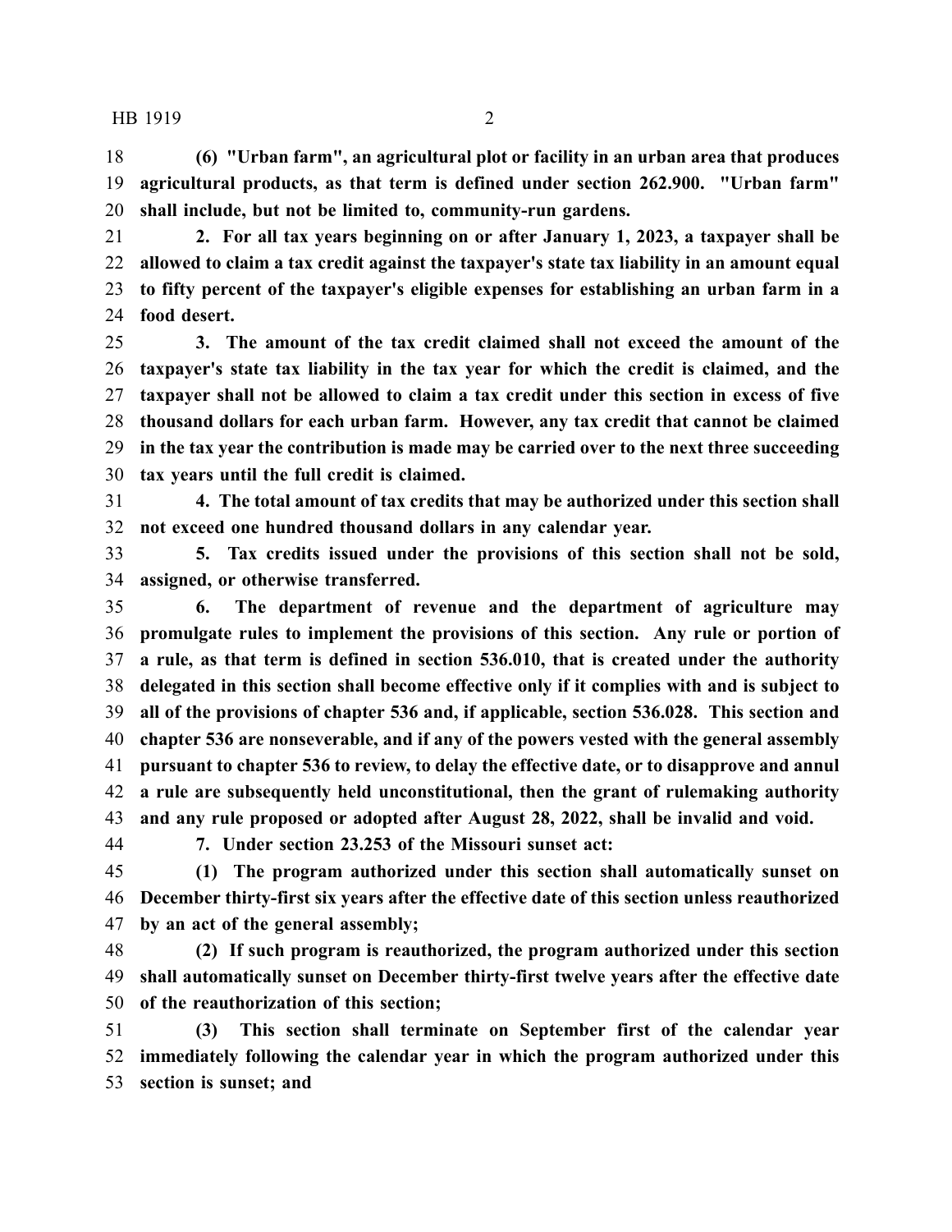**(6) "Urban farm", an agricultural plot or facility in an urban area that produces agricultural products, as that term is defined under section 262.900. "Urban farm" shall include, but not be limited to, community-run gardens.**

**2. For all tax years beginning on or after January 1, 2023, a taxpayer shall be allowed to claim a tax credit against the taxpayer's state tax liability in an amount equal to fifty percent of the taxpayer's eligible expenses for establishing an urban farm in a food desert.**

**3. The amount of the tax credit claimed shall not exceed the amount of the taxpayer's state tax liability in the tax year for which the credit is claimed, and the taxpayer shall not be allowed to claim a tax credit under this section in excess of five thousand dollars for each urban farm. However, any tax credit that cannot be claimed in the tax year the contribution is made may be carried over to the next three succeeding tax years until the full credit is claimed.**

**4. The total amount of tax credits that may be authorized under this section shall not exceed one hundred thousand dollars in any calendar year.**

**5. Tax credits issued under the provisions of this section shall not be sold, assigned, or otherwise transferred.**

**6. The department of revenue and the department of agriculture may promulgate rules to implement the provisions of this section. Any rule or portion of a rule, as that term is defined in section 536.010, that is created under the authority delegated in this section shall become effective only if it complies with and is subject to all of the provisions of chapter 536 and, if applicable, section 536.028. This section and chapter 536 are nonseverable, and if any of the powers vested with the general assembly pursuant to chapter 536 to review, to delay the effective date, or to disapprove and annul a rule are subsequently held unconstitutional, then the grant of rulemaking authority and any rule proposed or adopted after August 28, 2022, shall be invalid and void.**

**7. Under section 23.253 of the Missouri sunset act:**

**(1) The program authorized under this section shall automatically sunset on December thirty-first six years after the effective date of this section unless reauthorized by an act of the general assembly;**

**(2) If such program is reauthorized, the program authorized under this section shall automatically sunset on December thirty-first twelve years after the effective date of the reauthorization of this section;**

**(3) This section shall terminate on September first of the calendar year immediately following the calendar year in which the program authorized under this section is sunset; and**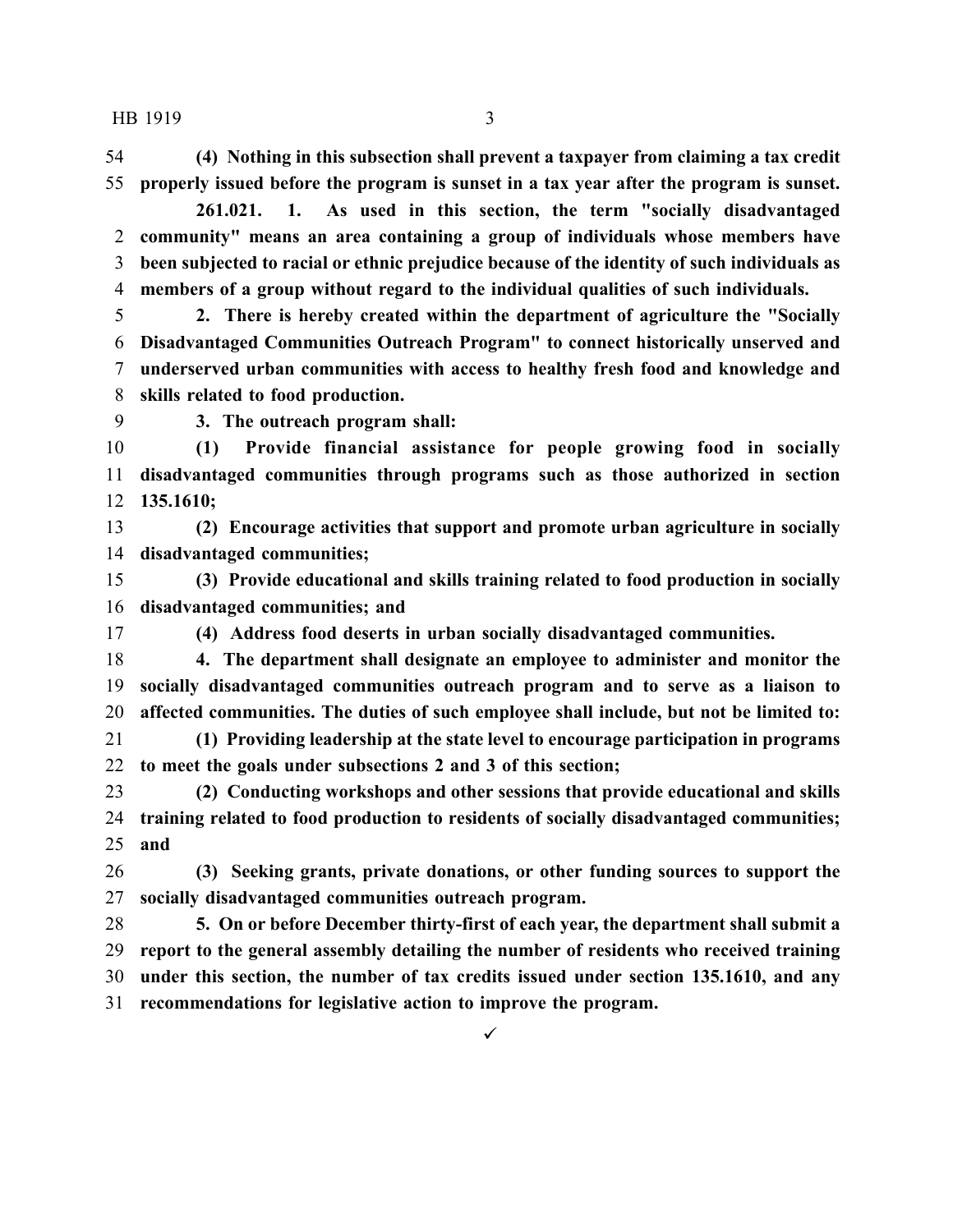**(4) Nothing in this subsection shall prevent a taxpayer from claiming a tax credit properly issued before the program is sunset in a tax year after the program is sunset.**

**261.021. 1. As used in this section, the term "socially disadvantaged community" means an area containing a group of individuals whose members have been subjected to racial or ethnic prejudice because of the identity of such individuals as members of a group without regard to the individual qualities of such individuals.**

**2. There is hereby created within the department of agriculture the "Socially Disadvantaged Communities Outreach Program" to connect historically unserved and underserved urban communities with access to healthy fresh food and knowledge and skills related to food production.**

**3. The outreach program shall:**

**(1) Provide financial assistance for people growing food in socially disadvantaged communities through programs such as those authorized in section 135.1610;**

**(2) Encourage activities that support and promote urban agriculture in socially disadvantaged communities;**

**(3) Provide educational and skills training related to food production in socially disadvantaged communities; and**

**(4) Address food deserts in urban socially disadvantaged communities.**

**4. The department shall designate an employee to administer and monitor the socially disadvantaged communities outreach program and to serve as a liaison to affected communities. The duties of such employee shall include, but not be limited to:**

**(1) Providing leadership at the state level to encourage participation in programs to meet the goals under subsections 2 and 3 of this section;**

**(2) Conducting workshops and other sessions that provide educational and skills training related to food production to residents of socially disadvantaged communities; and**

**(3) Seeking grants, private donations, or other funding sources to support the socially disadvantaged communities outreach program.**

**5. On or before December thirty-first of each year, the department shall submit a report to the general assembly detailing the number of residents who received training under this section, the number of tax credits issued under section 135.1610, and any recommendations for legislative action to improve the program.**

✓